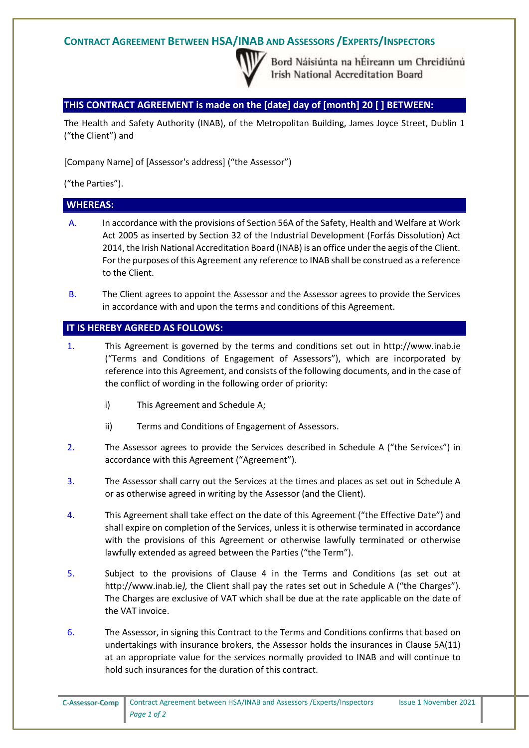# Contract Agreement Between HSA/INAB and Assessors /Experts/Inspectors

Bord Náisiúnta na hÉireann um Chreidiúnú
Irish National Accreditation Board

## THIS CONTRACT AGREEMENT is made on the [date] day of [month] 20 [ ] BETWEEN:

The Health and Safety Authority (INAB), of the Metropolitan Building, James Joyce Street, Dublin 1 ("the Client") and

[Company Name] of [Assessor's address] ("the Assessor")

("the Parties").

## WHEREAS:

A. In accordance with the provisions of Section 56A of the Safety, Health and Welfare at Work Act 2005 as inserted by Section 32 of the Industrial Development (Forfás Dissolution) Act 2014, the Irish National Accreditation Board (INAB) is an office under the aegis of the Client. For the purposes of this Agreement any reference to INAB shall be construed as a reference to the Client.

B. The Client agrees to appoint the Assessor and the Assessor agrees to provide the Services in accordance with and upon the terms and conditions of this Agreement.

## IT IS HEREBY AGREED AS FOLLOWS:

1. This Agreement is governed by the terms and conditions set out in http://www.inab.ie ("Terms and Conditions of Engagement of Assessors"), which are incorporated by reference into this Agreement, and consists of the following documents, and in the case of the conflict of wording in the following order of priority:

   i) This Agreement and Schedule A;

   ii) Terms and Conditions of Engagement of Assessors.

2. The Assessor agrees to provide the Services described in Schedule A ("the Services") in accordance with this Agreement ("Agreement").

3. The Assessor shall carry out the Services at the times and places as set out in Schedule A or as otherwise agreed in writing by the Assessor (and the Client).

4. This Agreement shall take effect on the date of this Agreement ("the Effective Date") and shall expire on completion of the Services, unless it is otherwise terminated in accordance with the provisions of this Agreement or otherwise lawfully terminated or otherwise lawfully extended as agreed between the Parties ("the Term").

5. Subject to the provisions of Clause 4 in the Terms and Conditions (as set out at http://www.inab.ie*)*, the Client shall pay the rates set out in Schedule A ("the Charges"). The Charges are exclusive of VAT which shall be due at the rate applicable on the date of the VAT invoice.

6. The Assessor, in signing this Contract to the Terms and Conditions confirms that based on undertakings with insurance brokers, the Assessor holds the insurances in Clause 5A(11) at an appropriate value for the services normally provided to INAB and will continue to hold such insurances for the duration of this contract.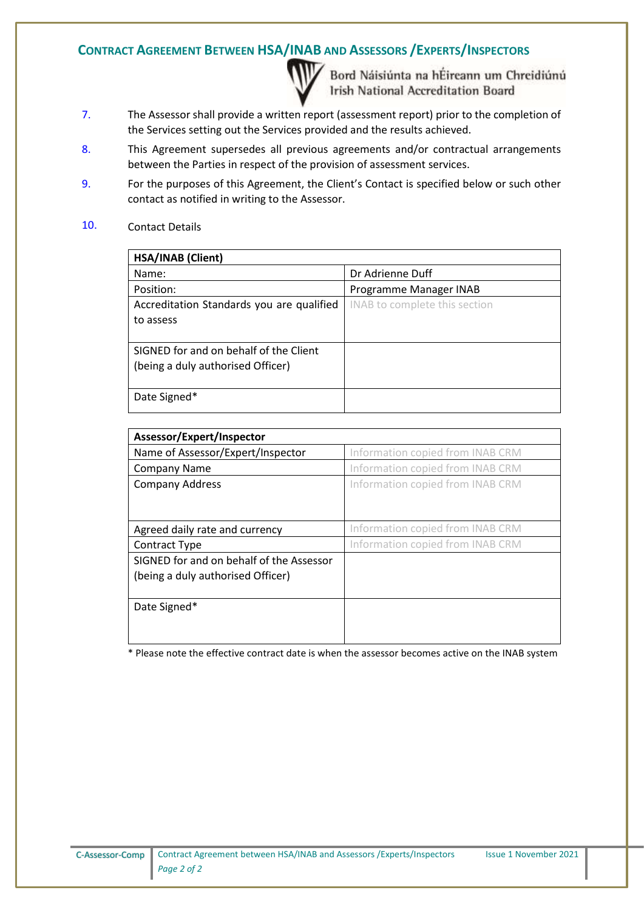7. The Assessor shall provide a written report (assessment report) prior to the completion of the Services setting out the Services provided and the results achieved.

8. This Agreement supersedes all previous agreements and/or contractual arrangements between the Parties in respect of the provision of assessment services.

9. For the purposes of this Agreement, the Client's Contact is specified below or such other contact as notified in writing to the Assessor.

10. Contact Details

| **HSA/INAB (Client)** | |
|---|---|
| Name: | Dr Adrienne Duff |
| Position: | Programme Manager INAB |
| Accreditation Standards you are qualified to assess | INAB to complete this section |
| SIGNED for and on behalf of the Client (being a duly authorised Officer) | |
| Date Signed* | |

| **Assessor/Expert/Inspector** | |
|---|---|
| Name of Assessor/Expert/Inspector | Information copied from INAB CRM |
| Company Name | Information copied from INAB CRM |
| Company Address | Information copied from INAB CRM |
| Agreed daily rate and currency | Information copied from INAB CRM |
| Contract Type | Information copied from INAB CRM |
| SIGNED for and on behalf of the Assessor (being a duly authorised Officer) | |
| Date Signed* | |

* Please note the effective contract date is when the assessor becomes active on the INAB system